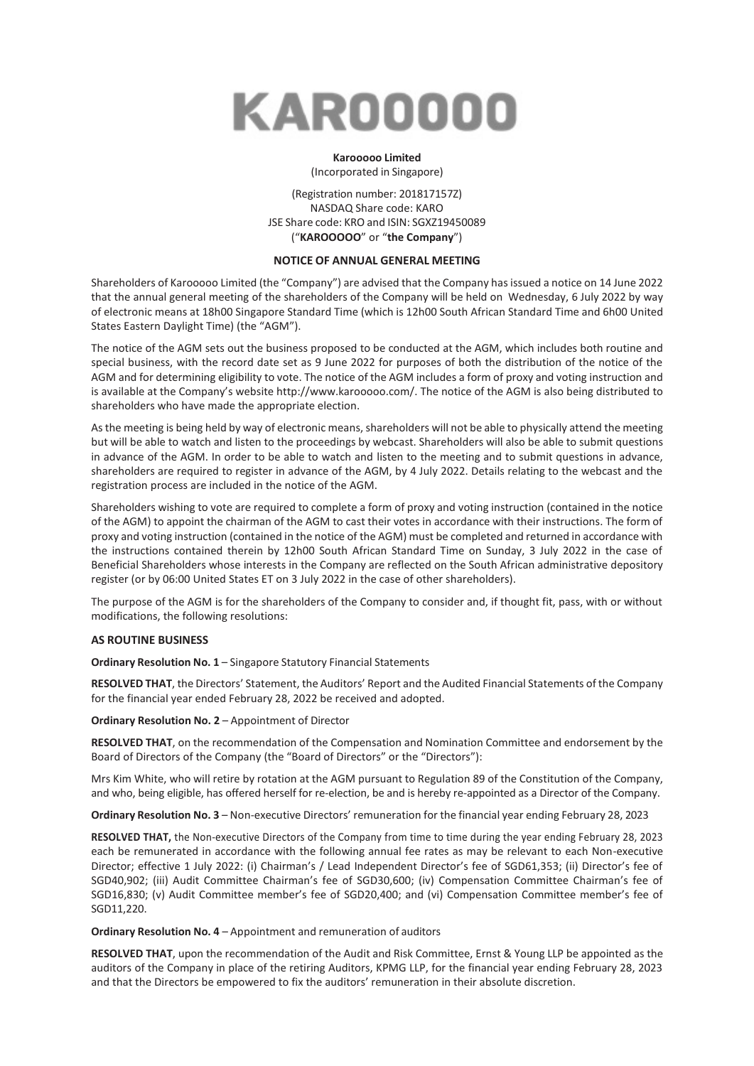# KAROOOOO

**Karooooo Limited**
(Incorporated in Singapore)

(Registration number: 201817157Z)
NASDAQ Share code: KARO
JSE Share code: KRO and ISIN: SGXZ19450089
("**KAROOOOO**" or "**the Company**")

## NOTICE OF ANNUAL GENERAL MEETING

Shareholders of Karooooo Limited (the "Company") are advised that the Company has issued a notice on 14 June 2022 that the annual general meeting of the shareholders of the Company will be held on Wednesday, 6 July 2022 by way of electronic means at 18h00 Singapore Standard Time (which is 12h00 South African Standard Time and 6h00 United States Eastern Daylight Time) (the "AGM").

The notice of the AGM sets out the business proposed to be conducted at the AGM, which includes both routine and special business, with the record date set as 9 June 2022 for purposes of both the distribution of the notice of the AGM and for determining eligibility to vote. The notice of the AGM includes a form of proxy and voting instruction and is available at the Company's website http://www.karooooo.com/. The notice of the AGM is also being distributed to shareholders who have made the appropriate election.

As the meeting is being held by way of electronic means, shareholders will not be able to physically attend the meeting but will be able to watch and listen to the proceedings by webcast. Shareholders will also be able to submit questions in advance of the AGM. In order to be able to watch and listen to the meeting and to submit questions in advance, shareholders are required to register in advance of the AGM, by 4 July 2022. Details relating to the webcast and the registration process are included in the notice of the AGM.

Shareholders wishing to vote are required to complete a form of proxy and voting instruction (contained in the notice of the AGM) to appoint the chairman of the AGM to cast their votes in accordance with their instructions. The form of proxy and voting instruction (contained in the notice of the AGM) must be completed and returned in accordance with the instructions contained therein by 12h00 South African Standard Time on Sunday, 3 July 2022 in the case of Beneficial Shareholders whose interests in the Company are reflected on the South African administrative depository register (or by 06:00 United States ET on 3 July 2022 in the case of other shareholders).

The purpose of the AGM is for the shareholders of the Company to consider and, if thought fit, pass, with or without modifications, the following resolutions:

### AS ROUTINE BUSINESS

**Ordinary Resolution No. 1** – Singapore Statutory Financial Statements

**RESOLVED THAT**, the Directors' Statement, the Auditors' Report and the Audited Financial Statements of the Company for the financial year ended February 28, 2022 be received and adopted.

**Ordinary Resolution No. 2** – Appointment of Director

**RESOLVED THAT**, on the recommendation of the Compensation and Nomination Committee and endorsement by the Board of Directors of the Company (the "Board of Directors" or the "Directors"):

Mrs Kim White, who will retire by rotation at the AGM pursuant to Regulation 89 of the Constitution of the Company, and who, being eligible, has offered herself for re-election, be and is hereby re-appointed as a Director of the Company.

**Ordinary Resolution No. 3** – Non-executive Directors' remuneration for the financial year ending February 28, 2023

**RESOLVED THAT,** the Non-executive Directors of the Company from time to time during the year ending February 28, 2023 each be remunerated in accordance with the following annual fee rates as may be relevant to each Non-executive Director; effective 1 July 2022: (i) Chairman's / Lead Independent Director's fee of SGD61,353; (ii) Director's fee of SGD40,902; (iii) Audit Committee Chairman's fee of SGD30,600; (iv) Compensation Committee Chairman's fee of SGD16,830; (v) Audit Committee member's fee of SGD20,400; and (vi) Compensation Committee member's fee of SGD11,220.

**Ordinary Resolution No. 4** – Appointment and remuneration of auditors

**RESOLVED THAT**, upon the recommendation of the Audit and Risk Committee, Ernst & Young LLP be appointed as the auditors of the Company in place of the retiring Auditors, KPMG LLP, for the financial year ending February 28, 2023 and that the Directors be empowered to fix the auditors' remuneration in their absolute discretion.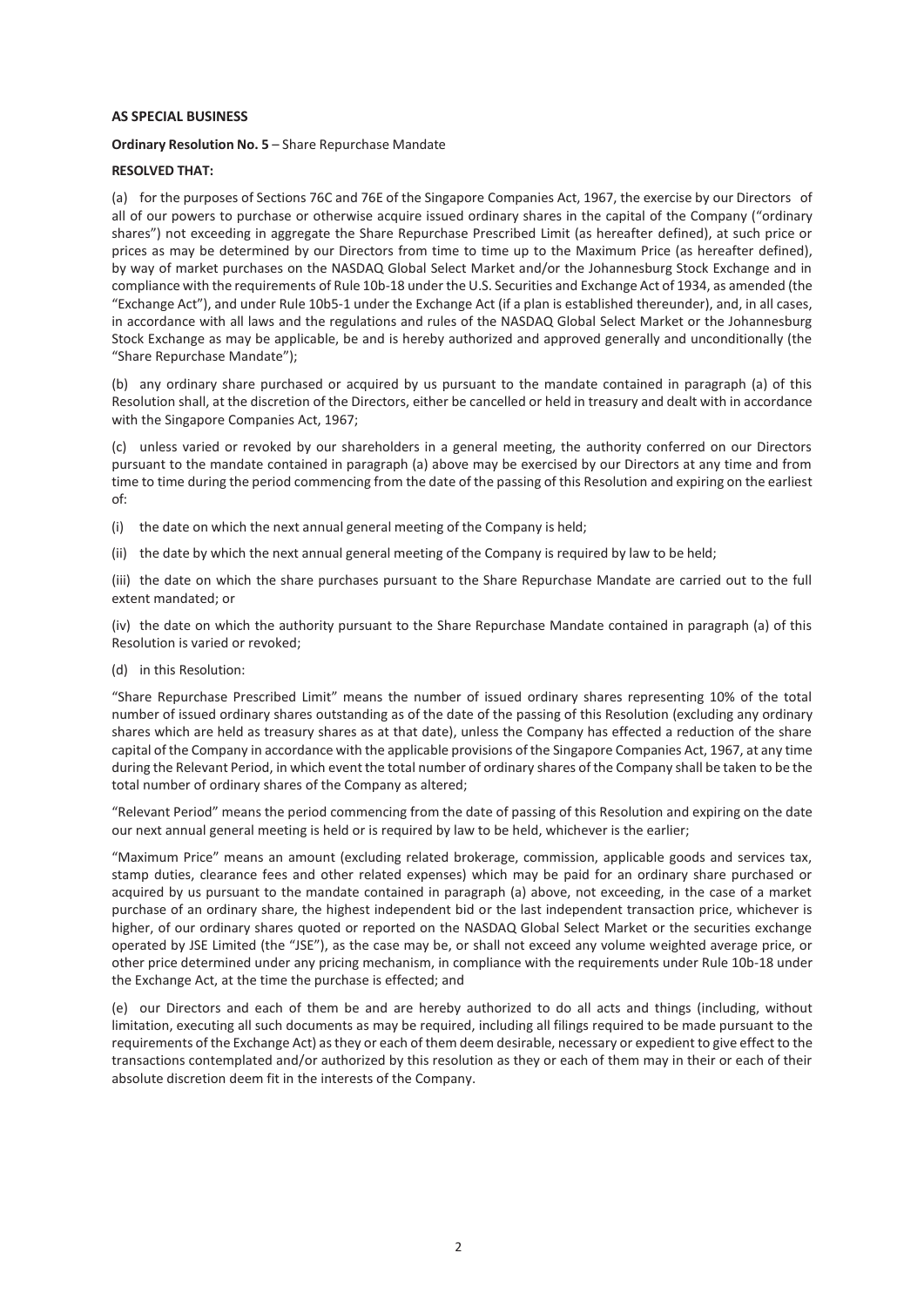**AS SPECIAL BUSINESS**

**Ordinary Resolution No. 5** – Share Repurchase Mandate

**RESOLVED THAT:**

(a) for the purposes of Sections 76C and 76E of the Singapore Companies Act, 1967, the exercise by our Directors of all of our powers to purchase or otherwise acquire issued ordinary shares in the capital of the Company ("ordinary shares") not exceeding in aggregate the Share Repurchase Prescribed Limit (as hereafter defined), at such price or prices as may be determined by our Directors from time to time up to the Maximum Price (as hereafter defined), by way of market purchases on the NASDAQ Global Select Market and/or the Johannesburg Stock Exchange and in compliance with the requirements of Rule 10b-18 under the U.S. Securities and Exchange Act of 1934, as amended (the "Exchange Act"), and under Rule 10b5-1 under the Exchange Act (if a plan is established thereunder), and, in all cases, in accordance with all laws and the regulations and rules of the NASDAQ Global Select Market or the Johannesburg Stock Exchange as may be applicable, be and is hereby authorized and approved generally and unconditionally (the "Share Repurchase Mandate");

(b) any ordinary share purchased or acquired by us pursuant to the mandate contained in paragraph (a) of this Resolution shall, at the discretion of the Directors, either be cancelled or held in treasury and dealt with in accordance with the Singapore Companies Act, 1967;

(c) unless varied or revoked by our shareholders in a general meeting, the authority conferred on our Directors pursuant to the mandate contained in paragraph (a) above may be exercised by our Directors at any time and from time to time during the period commencing from the date of the passing of this Resolution and expiring on the earliest of:

(i) the date on which the next annual general meeting of the Company is held;

(ii) the date by which the next annual general meeting of the Company is required by law to be held;

(iii) the date on which the share purchases pursuant to the Share Repurchase Mandate are carried out to the full extent mandated; or

(iv) the date on which the authority pursuant to the Share Repurchase Mandate contained in paragraph (a) of this Resolution is varied or revoked;

(d) in this Resolution:

"Share Repurchase Prescribed Limit" means the number of issued ordinary shares representing 10% of the total number of issued ordinary shares outstanding as of the date of the passing of this Resolution (excluding any ordinary shares which are held as treasury shares as at that date), unless the Company has effected a reduction of the share capital of the Company in accordance with the applicable provisions of the Singapore Companies Act, 1967, at any time during the Relevant Period, in which event the total number of ordinary shares of the Company shall be taken to be the total number of ordinary shares of the Company as altered;

"Relevant Period" means the period commencing from the date of passing of this Resolution and expiring on the date our next annual general meeting is held or is required by law to be held, whichever is the earlier;

"Maximum Price" means an amount (excluding related brokerage, commission, applicable goods and services tax, stamp duties, clearance fees and other related expenses) which may be paid for an ordinary share purchased or acquired by us pursuant to the mandate contained in paragraph (a) above, not exceeding, in the case of a market purchase of an ordinary share, the highest independent bid or the last independent transaction price, whichever is higher, of our ordinary shares quoted or reported on the NASDAQ Global Select Market or the securities exchange operated by JSE Limited (the "JSE"), as the case may be, or shall not exceed any volume weighted average price, or other price determined under any pricing mechanism, in compliance with the requirements under Rule 10b-18 under the Exchange Act, at the time the purchase is effected; and

(e) our Directors and each of them be and are hereby authorized to do all acts and things (including, without limitation, executing all such documents as may be required, including all filings required to be made pursuant to the requirements of the Exchange Act) as they or each of them deem desirable, necessary or expedient to give effect to the transactions contemplated and/or authorized by this resolution as they or each of them may in their or each of their absolute discretion deem fit in the interests of the Company.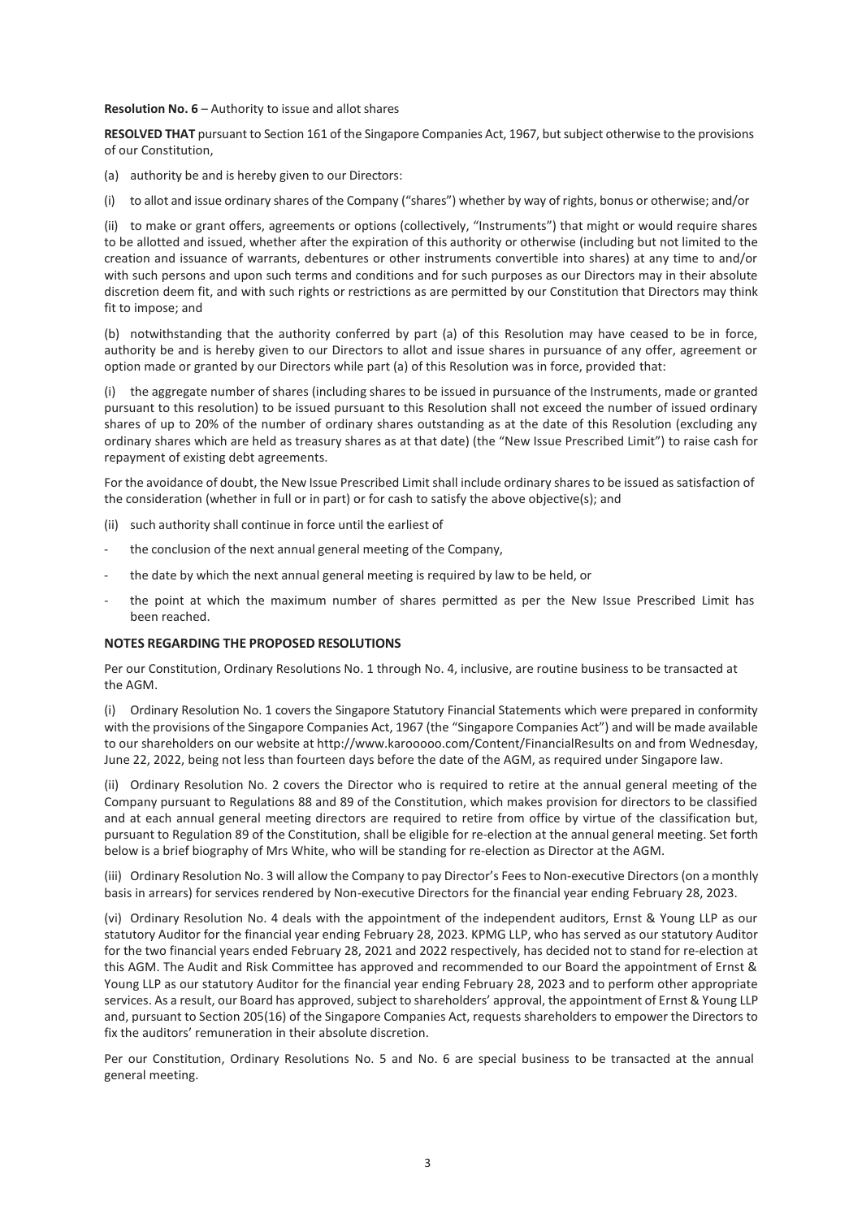**Resolution No. 6** – Authority to issue and allot shares

**RESOLVED THAT** pursuant to Section 161 of the Singapore Companies Act, 1967, but subject otherwise to the provisions of our Constitution,

(a) authority be and is hereby given to our Directors:

(i) to allot and issue ordinary shares of the Company ("shares") whether by way of rights, bonus or otherwise; and/or

(ii) to make or grant offers, agreements or options (collectively, "Instruments") that might or would require shares to be allotted and issued, whether after the expiration of this authority or otherwise (including but not limited to the creation and issuance of warrants, debentures or other instruments convertible into shares) at any time to and/or with such persons and upon such terms and conditions and for such purposes as our Directors may in their absolute discretion deem fit, and with such rights or restrictions as are permitted by our Constitution that Directors may think fit to impose; and

(b) notwithstanding that the authority conferred by part (a) of this Resolution may have ceased to be in force, authority be and is hereby given to our Directors to allot and issue shares in pursuance of any offer, agreement or option made or granted by our Directors while part (a) of this Resolution was in force, provided that:

(i) the aggregate number of shares (including shares to be issued in pursuance of the Instruments, made or granted pursuant to this resolution) to be issued pursuant to this Resolution shall not exceed the number of issued ordinary shares of up to 20% of the number of ordinary shares outstanding as at the date of this Resolution (excluding any ordinary shares which are held as treasury shares as at that date) (the "New Issue Prescribed Limit") to raise cash for repayment of existing debt agreements.

For the avoidance of doubt, the New Issue Prescribed Limit shall include ordinary shares to be issued as satisfaction of the consideration (whether in full or in part) or for cash to satisfy the above objective(s); and

(ii) such authority shall continue in force until the earliest of

- the conclusion of the next annual general meeting of the Company,
- the date by which the next annual general meeting is required by law to be held, or
- the point at which the maximum number of shares permitted as per the New Issue Prescribed Limit has been reached.

**NOTES REGARDING THE PROPOSED RESOLUTIONS**

Per our Constitution, Ordinary Resolutions No. 1 through No. 4, inclusive, are routine business to be transacted at the AGM.

(i) Ordinary Resolution No. 1 covers the Singapore Statutory Financial Statements which were prepared in conformity with the provisions of the Singapore Companies Act, 1967 (the "Singapore Companies Act") and will be made available to our shareholders on our website at http://www.karooooo.com/Content/FinancialResults on and from Wednesday, June 22, 2022, being not less than fourteen days before the date of the AGM, as required under Singapore law.

(ii) Ordinary Resolution No. 2 covers the Director who is required to retire at the annual general meeting of the Company pursuant to Regulations 88 and 89 of the Constitution, which makes provision for directors to be classified and at each annual general meeting directors are required to retire from office by virtue of the classification but, pursuant to Regulation 89 of the Constitution, shall be eligible for re-election at the annual general meeting. Set forth below is a brief biography of Mrs White, who will be standing for re-election as Director at the AGM.

(iii) Ordinary Resolution No. 3 will allow the Company to pay Director's Fees to Non-executive Directors (on a monthly basis in arrears) for services rendered by Non-executive Directors for the financial year ending February 28, 2023.

(vi) Ordinary Resolution No. 4 deals with the appointment of the independent auditors, Ernst & Young LLP as our statutory Auditor for the financial year ending February 28, 2023. KPMG LLP, who has served as our statutory Auditor for the two financial years ended February 28, 2021 and 2022 respectively, has decided not to stand for re-election at this AGM. The Audit and Risk Committee has approved and recommended to our Board the appointment of Ernst & Young LLP as our statutory Auditor for the financial year ending February 28, 2023 and to perform other appropriate services. As a result, our Board has approved, subject to shareholders' approval, the appointment of Ernst & Young LLP and, pursuant to Section 205(16) of the Singapore Companies Act, requests shareholders to empower the Directors to fix the auditors' remuneration in their absolute discretion.

Per our Constitution, Ordinary Resolutions No. 5 and No. 6 are special business to be transacted at the annual general meeting.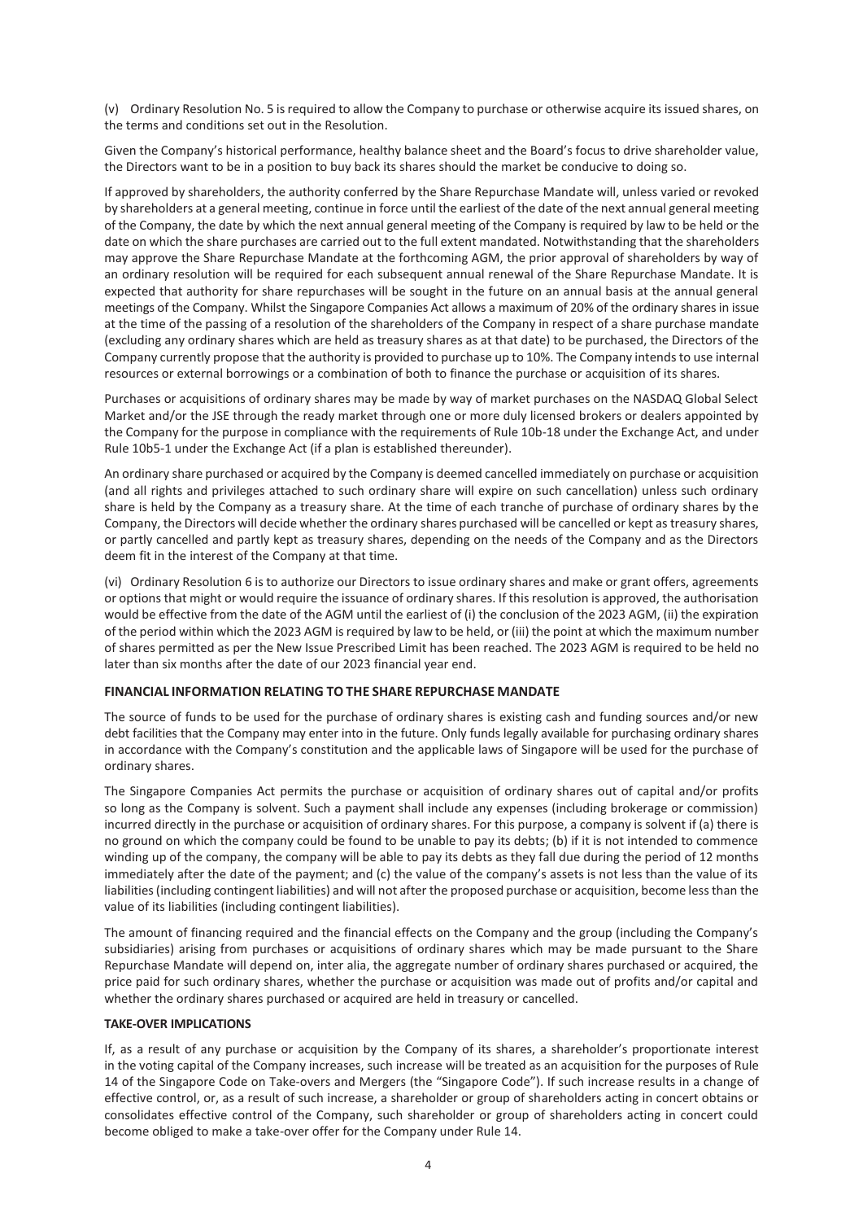(v) Ordinary Resolution No. 5 is required to allow the Company to purchase or otherwise acquire its issued shares, on the terms and conditions set out in the Resolution.

Given the Company's historical performance, healthy balance sheet and the Board's focus to drive shareholder value, the Directors want to be in a position to buy back its shares should the market be conducive to doing so.

If approved by shareholders, the authority conferred by the Share Repurchase Mandate will, unless varied or revoked by shareholders at a general meeting, continue in force until the earliest of the date of the next annual general meeting of the Company, the date by which the next annual general meeting of the Company is required by law to be held or the date on which the share purchases are carried out to the full extent mandated. Notwithstanding that the shareholders may approve the Share Repurchase Mandate at the forthcoming AGM, the prior approval of shareholders by way of an ordinary resolution will be required for each subsequent annual renewal of the Share Repurchase Mandate. It is expected that authority for share repurchases will be sought in the future on an annual basis at the annual general meetings of the Company. Whilst the Singapore Companies Act allows a maximum of 20% of the ordinary shares in issue at the time of the passing of a resolution of the shareholders of the Company in respect of a share purchase mandate (excluding any ordinary shares which are held as treasury shares as at that date) to be purchased, the Directors of the Company currently propose that the authority is provided to purchase up to 10%. The Company intends to use internal resources or external borrowings or a combination of both to finance the purchase or acquisition of its shares.

Purchases or acquisitions of ordinary shares may be made by way of market purchases on the NASDAQ Global Select Market and/or the JSE through the ready market through one or more duly licensed brokers or dealers appointed by the Company for the purpose in compliance with the requirements of Rule 10b-18 under the Exchange Act, and under Rule 10b5-1 under the Exchange Act (if a plan is established thereunder).

An ordinary share purchased or acquired by the Company is deemed cancelled immediately on purchase or acquisition (and all rights and privileges attached to such ordinary share will expire on such cancellation) unless such ordinary share is held by the Company as a treasury share. At the time of each tranche of purchase of ordinary shares by the Company, the Directors will decide whether the ordinary shares purchased will be cancelled or kept as treasury shares, or partly cancelled and partly kept as treasury shares, depending on the needs of the Company and as the Directors deem fit in the interest of the Company at that time.

(vi) Ordinary Resolution 6 is to authorize our Directors to issue ordinary shares and make or grant offers, agreements or options that might or would require the issuance of ordinary shares. If this resolution is approved, the authorisation would be effective from the date of the AGM until the earliest of (i) the conclusion of the 2023 AGM, (ii) the expiration of the period within which the 2023 AGM is required by law to be held, or (iii) the point at which the maximum number of shares permitted as per the New Issue Prescribed Limit has been reached. The 2023 AGM is required to be held no later than six months after the date of our 2023 financial year end.

**FINANCIAL INFORMATION RELATING TO THE SHARE REPURCHASE MANDATE**

The source of funds to be used for the purchase of ordinary shares is existing cash and funding sources and/or new debt facilities that the Company may enter into in the future. Only funds legally available for purchasing ordinary shares in accordance with the Company's constitution and the applicable laws of Singapore will be used for the purchase of ordinary shares.

The Singapore Companies Act permits the purchase or acquisition of ordinary shares out of capital and/or profits so long as the Company is solvent. Such a payment shall include any expenses (including brokerage or commission) incurred directly in the purchase or acquisition of ordinary shares. For this purpose, a company is solvent if (a) there is no ground on which the company could be found to be unable to pay its debts; (b) if it is not intended to commence winding up of the company, the company will be able to pay its debts as they fall due during the period of 12 months immediately after the date of the payment; and (c) the value of the company's assets is not less than the value of its liabilities (including contingent liabilities) and will not after the proposed purchase or acquisition, become less than the value of its liabilities (including contingent liabilities).

The amount of financing required and the financial effects on the Company and the group (including the Company's subsidiaries) arising from purchases or acquisitions of ordinary shares which may be made pursuant to the Share Repurchase Mandate will depend on, inter alia, the aggregate number of ordinary shares purchased or acquired, the price paid for such ordinary shares, whether the purchase or acquisition was made out of profits and/or capital and whether the ordinary shares purchased or acquired are held in treasury or cancelled.

**TAKE-OVER IMPLICATIONS**

If, as a result of any purchase or acquisition by the Company of its shares, a shareholder's proportionate interest in the voting capital of the Company increases, such increase will be treated as an acquisition for the purposes of Rule 14 of the Singapore Code on Take-overs and Mergers (the "Singapore Code"). If such increase results in a change of effective control, or, as a result of such increase, a shareholder or group of shareholders acting in concert obtains or consolidates effective control of the Company, such shareholder or group of shareholders acting in concert could become obliged to make a take-over offer for the Company under Rule 14.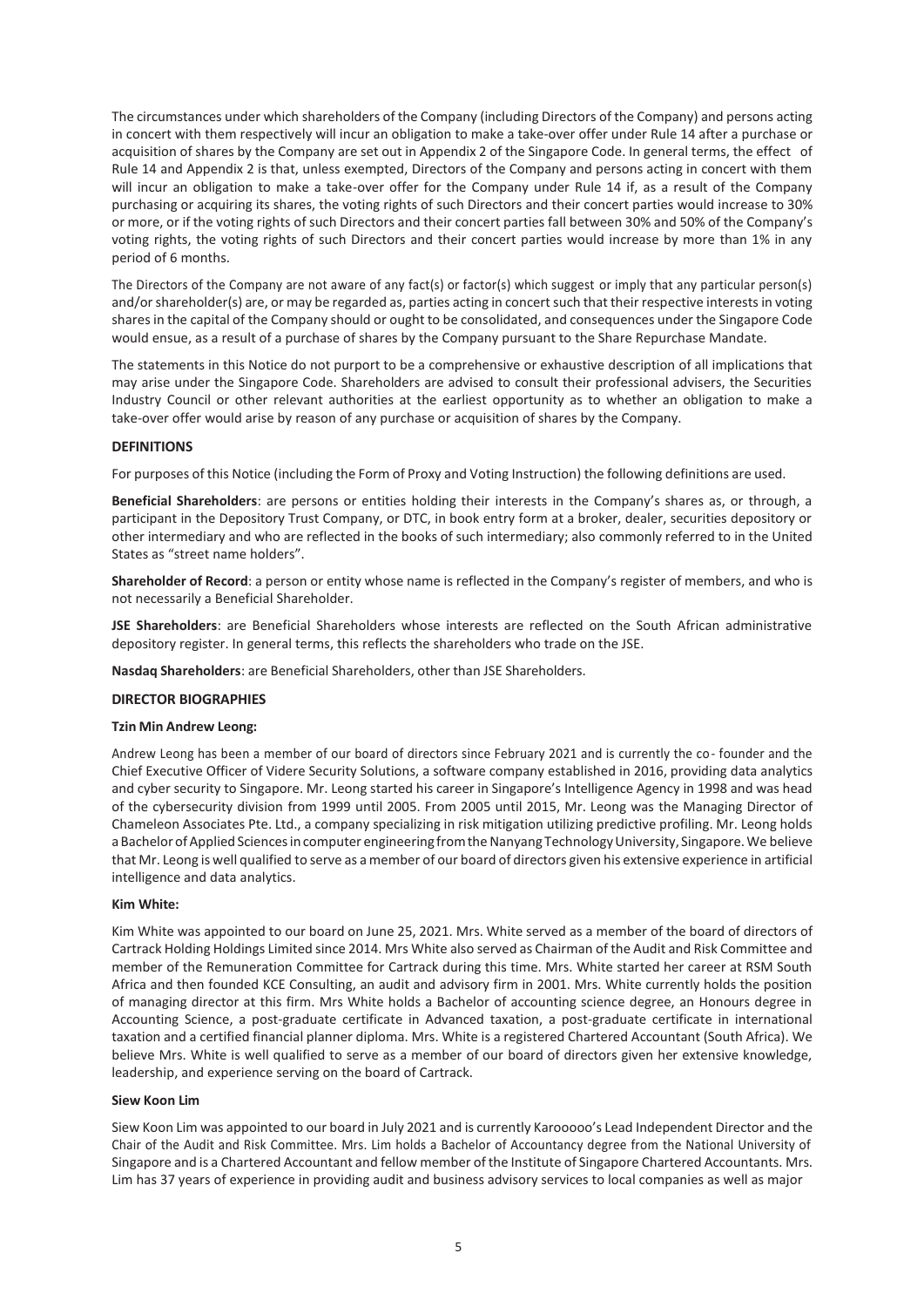The circumstances under which shareholders of the Company (including Directors of the Company) and persons acting in concert with them respectively will incur an obligation to make a take-over offer under Rule 14 after a purchase or acquisition of shares by the Company are set out in Appendix 2 of the Singapore Code. In general terms, the effect of Rule 14 and Appendix 2 is that, unless exempted, Directors of the Company and persons acting in concert with them will incur an obligation to make a take-over offer for the Company under Rule 14 if, as a result of the Company purchasing or acquiring its shares, the voting rights of such Directors and their concert parties would increase to 30% or more, or if the voting rights of such Directors and their concert parties fall between 30% and 50% of the Company's voting rights, the voting rights of such Directors and their concert parties would increase by more than 1% in any period of 6 months.

The Directors of the Company are not aware of any fact(s) or factor(s) which suggest or imply that any particular person(s) and/or shareholder(s) are, or may be regarded as, parties acting in concert such that their respective interests in voting shares in the capital of the Company should or ought to be consolidated, and consequences under the Singapore Code would ensue, as a result of a purchase of shares by the Company pursuant to the Share Repurchase Mandate.

The statements in this Notice do not purport to be a comprehensive or exhaustive description of all implications that may arise under the Singapore Code. Shareholders are advised to consult their professional advisers, the Securities Industry Council or other relevant authorities at the earliest opportunity as to whether an obligation to make a take-over offer would arise by reason of any purchase or acquisition of shares by the Company.

## DEFINITIONS

For purposes of this Notice (including the Form of Proxy and Voting Instruction) the following definitions are used.

**Beneficial Shareholders**: are persons or entities holding their interests in the Company's shares as, or through, a participant in the Depository Trust Company, or DTC, in book entry form at a broker, dealer, securities depository or other intermediary and who are reflected in the books of such intermediary; also commonly referred to in the United States as "street name holders".

**Shareholder of Record**: a person or entity whose name is reflected in the Company's register of members, and who is not necessarily a Beneficial Shareholder.

**JSE Shareholders**: are Beneficial Shareholders whose interests are reflected on the South African administrative depository register. In general terms, this reflects the shareholders who trade on the JSE.

**Nasdaq Shareholders**: are Beneficial Shareholders, other than JSE Shareholders.

## DIRECTOR BIOGRAPHIES

### Tzin Min Andrew Leong:

Andrew Leong has been a member of our board of directors since February 2021 and is currently the co- founder and the Chief Executive Officer of Videre Security Solutions, a software company established in 2016, providing data analytics and cyber security to Singapore. Mr. Leong started his career in Singapore's Intelligence Agency in 1998 and was head of the cybersecurity division from 1999 until 2005. From 2005 until 2015, Mr. Leong was the Managing Director of Chameleon Associates Pte. Ltd., a company specializing in risk mitigation utilizing predictive profiling. Mr. Leong holds a Bachelor of Applied Sciences in computer engineering from the Nanyang Technology University, Singapore. We believe that Mr. Leong is well qualified to serve as a member of our board of directors given his extensive experience in artificial intelligence and data analytics.

### Kim White:

Kim White was appointed to our board on June 25, 2021. Mrs. White served as a member of the board of directors of Cartrack Holding Holdings Limited since 2014. Mrs White also served as Chairman of the Audit and Risk Committee and member of the Remuneration Committee for Cartrack during this time. Mrs. White started her career at RSM South Africa and then founded KCE Consulting, an audit and advisory firm in 2001. Mrs. White currently holds the position of managing director at this firm. Mrs White holds a Bachelor of accounting science degree, an Honours degree in Accounting Science, a post-graduate certificate in Advanced taxation, a post-graduate certificate in international taxation and a certified financial planner diploma. Mrs. White is a registered Chartered Accountant (South Africa). We believe Mrs. White is well qualified to serve as a member of our board of directors given her extensive knowledge, leadership, and experience serving on the board of Cartrack.

### Siew Koon Lim

Siew Koon Lim was appointed to our board in July 2021 and is currently Karooooo's Lead Independent Director and the Chair of the Audit and Risk Committee. Mrs. Lim holds a Bachelor of Accountancy degree from the National University of Singapore and is a Chartered Accountant and fellow member of the Institute of Singapore Chartered Accountants. Mrs. Lim has 37 years of experience in providing audit and business advisory services to local companies as well as major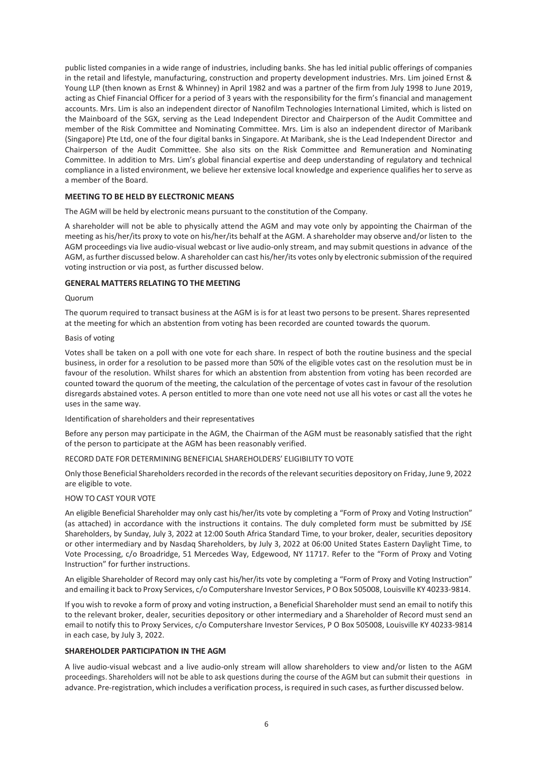public listed companies in a wide range of industries, including banks. She has led initial public offerings of companies in the retail and lifestyle, manufacturing, construction and property development industries. Mrs. Lim joined Ernst & Young LLP (then known as Ernst & Whinney) in April 1982 and was a partner of the firm from July 1998 to June 2019, acting as Chief Financial Officer for a period of 3 years with the responsibility for the firm's financial and management accounts. Mrs. Lim is also an independent director of Nanofilm Technologies International Limited, which is listed on the Mainboard of the SGX, serving as the Lead Independent Director and Chairperson of the Audit Committee and member of the Risk Committee and Nominating Committee. Mrs. Lim is also an independent director of Maribank (Singapore) Pte Ltd, one of the four digital banks in Singapore. At Maribank, she is the Lead Independent Director and Chairperson of the Audit Committee. She also sits on the Risk Committee and Remuneration and Nominating Committee. In addition to Mrs. Lim's global financial expertise and deep understanding of regulatory and technical compliance in a listed environment, we believe her extensive local knowledge and experience qualifies her to serve as a member of the Board.

## MEETING TO BE HELD BY ELECTRONIC MEANS

The AGM will be held by electronic means pursuant to the constitution of the Company.

A shareholder will not be able to physically attend the AGM and may vote only by appointing the Chairman of the meeting as his/her/its proxy to vote on his/her/its behalf at the AGM. A shareholder may observe and/or listen to the AGM proceedings via live audio-visual webcast or live audio-only stream, and may submit questions in advance of the AGM, as further discussed below. A shareholder can cast his/her/its votes only by electronic submission of the required voting instruction or via post, as further discussed below.

## GENERAL MATTERS RELATING TO THE MEETING

Quorum

The quorum required to transact business at the AGM is is for at least two persons to be present. Shares represented at the meeting for which an abstention from voting has been recorded are counted towards the quorum.

Basis of voting

Votes shall be taken on a poll with one vote for each share. In respect of both the routine business and the special business, in order for a resolution to be passed more than 50% of the eligible votes cast on the resolution must be in favour of the resolution. Whilst shares for which an abstention from abstention from voting has been recorded are counted toward the quorum of the meeting, the calculation of the percentage of votes cast in favour of the resolution disregards abstained votes. A person entitled to more than one vote need not use all his votes or cast all the votes he uses in the same way.

Identification of shareholders and their representatives

Before any person may participate in the AGM, the Chairman of the AGM must be reasonably satisfied that the right of the person to participate at the AGM has been reasonably verified.

RECORD DATE FOR DETERMINING BENEFICIAL SHAREHOLDERS' ELIGIBILITY TO VOTE

Only those Beneficial Shareholders recorded in the records of the relevant securities depository on Friday, June 9, 2022 are eligible to vote.

HOW TO CAST YOUR VOTE

An eligible Beneficial Shareholder may only cast his/her/its vote by completing a "Form of Proxy and Voting Instruction" (as attached) in accordance with the instructions it contains. The duly completed form must be submitted by JSE Shareholders, by Sunday, July 3, 2022 at 12:00 South Africa Standard Time, to your broker, dealer, securities depository or other intermediary and by Nasdaq Shareholders, by July 3, 2022 at 06:00 United States Eastern Daylight Time, to Vote Processing, c/o Broadridge, 51 Mercedes Way, Edgewood, NY 11717. Refer to the "Form of Proxy and Voting Instruction" for further instructions.

An eligible Shareholder of Record may only cast his/her/its vote by completing a "Form of Proxy and Voting Instruction" and emailing it back to Proxy Services, c/o Computershare Investor Services, P O Box 505008, Louisville KY 40233-9814.

If you wish to revoke a form of proxy and voting instruction, a Beneficial Shareholder must send an email to notify this to the relevant broker, dealer, securities depository or other intermediary and a Shareholder of Record must send an email to notify this to Proxy Services, c/o Computershare Investor Services, P O Box 505008, Louisville KY 40233-9814 in each case, by July 3, 2022.

## SHAREHOLDER PARTICIPATION IN THE AGM

A live audio-visual webcast and a live audio-only stream will allow shareholders to view and/or listen to the AGM proceedings. Shareholders will not be able to ask questions during the course of the AGM but can submit their questions in advance. Pre-registration, which includes a verification process, is required in such cases, as further discussed below.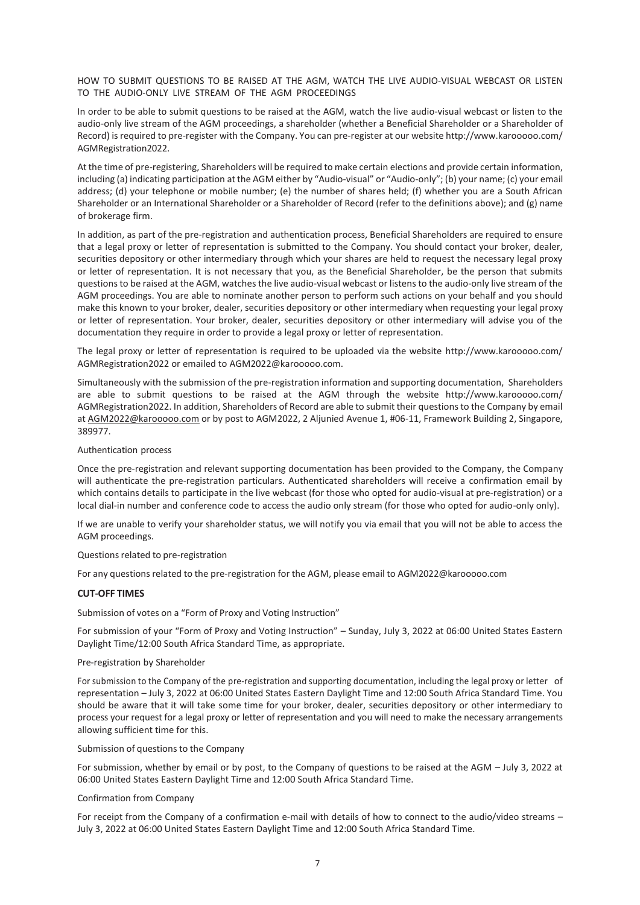HOW TO SUBMIT QUESTIONS TO BE RAISED AT THE AGM, WATCH THE LIVE AUDIO-VISUAL WEBCAST OR LISTEN TO THE AUDIO-ONLY LIVE STREAM OF THE AGM PROCEEDINGS

In order to be able to submit questions to be raised at the AGM, watch the live audio-visual webcast or listen to the audio-only live stream of the AGM proceedings, a shareholder (whether a Beneficial Shareholder or a Shareholder of Record) is required to pre-register with the Company. You can pre-register at our website http://www.karooooo.com/AGMRegistration2022.

At the time of pre-registering, Shareholders will be required to make certain elections and provide certain information, including (a) indicating participation at the AGM either by "Audio-visual" or "Audio-only"; (b) your name; (c) your email address; (d) your telephone or mobile number; (e) the number of shares held; (f) whether you are a South African Shareholder or an International Shareholder or a Shareholder of Record (refer to the definitions above); and (g) name of brokerage firm.

In addition, as part of the pre-registration and authentication process, Beneficial Shareholders are required to ensure that a legal proxy or letter of representation is submitted to the Company. You should contact your broker, dealer, securities depository or other intermediary through which your shares are held to request the necessary legal proxy or letter of representation. It is not necessary that you, as the Beneficial Shareholder, be the person that submits questions to be raised at the AGM, watches the live audio-visual webcast or listens to the audio-only live stream of the AGM proceedings. You are able to nominate another person to perform such actions on your behalf and you should make this known to your broker, dealer, securities depository or other intermediary when requesting your legal proxy or letter of representation. Your broker, dealer, securities depository or other intermediary will advise you of the documentation they require in order to provide a legal proxy or letter of representation.

The legal proxy or letter of representation is required to be uploaded via the website http://www.karooooo.com/AGMRegistration2022 or emailed to AGM2022@karooooo.com.

Simultaneously with the submission of the pre-registration information and supporting documentation, Shareholders are able to submit questions to be raised at the AGM through the website http://www.karooooo.com/AGMRegistration2022. In addition, Shareholders of Record are able to submit their questions to the Company by email at AGM2022@karooooo.com or by post to AGM2022, 2 Aljunied Avenue 1, #06-11, Framework Building 2, Singapore, 389977.

Authentication process

Once the pre-registration and relevant supporting documentation has been provided to the Company, the Company will authenticate the pre-registration particulars. Authenticated shareholders will receive a confirmation email by which contains details to participate in the live webcast (for those who opted for audio-visual at pre-registration) or a local dial-in number and conference code to access the audio only stream (for those who opted for audio-only only).

If we are unable to verify your shareholder status, we will notify you via email that you will not be able to access the AGM proceedings.

Questions related to pre-registration

For any questions related to the pre-registration for the AGM, please email to AGM2022@karooooo.com

**CUT-OFF TIMES**

Submission of votes on a "Form of Proxy and Voting Instruction"

For submission of your "Form of Proxy and Voting Instruction" – Sunday, July 3, 2022 at 06:00 United States Eastern Daylight Time/12:00 South Africa Standard Time, as appropriate.

Pre-registration by Shareholder

For submission to the Company of the pre-registration and supporting documentation, including the legal proxy or letter of representation – July 3, 2022 at 06:00 United States Eastern Daylight Time and 12:00 South Africa Standard Time. You should be aware that it will take some time for your broker, dealer, securities depository or other intermediary to process your request for a legal proxy or letter of representation and you will need to make the necessary arrangements allowing sufficient time for this.

Submission of questions to the Company

For submission, whether by email or by post, to the Company of questions to be raised at the AGM – July 3, 2022 at 06:00 United States Eastern Daylight Time and 12:00 South Africa Standard Time.

Confirmation from Company

For receipt from the Company of a confirmation e-mail with details of how to connect to the audio/video streams – July 3, 2022 at 06:00 United States Eastern Daylight Time and 12:00 South Africa Standard Time.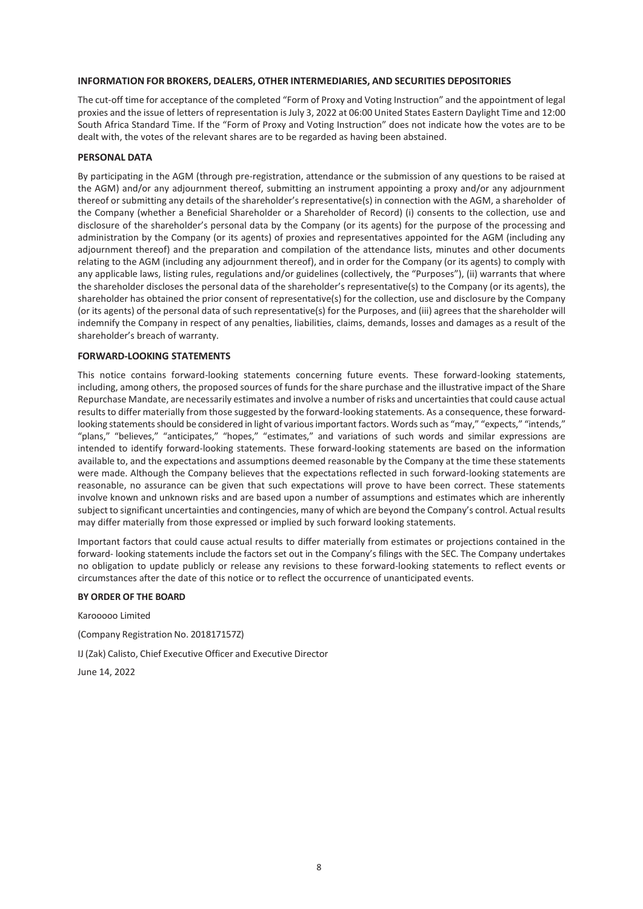## INFORMATION FOR BROKERS, DEALERS, OTHER INTERMEDIARIES, AND SECURITIES DEPOSITORIES

The cut-off time for acceptance of the completed "Form of Proxy and Voting Instruction" and the appointment of legal proxies and the issue of letters of representation is July 3, 2022 at 06:00 United States Eastern Daylight Time and 12:00 South Africa Standard Time. If the "Form of Proxy and Voting Instruction" does not indicate how the votes are to be dealt with, the votes of the relevant shares are to be regarded as having been abstained.

## PERSONAL DATA

By participating in the AGM (through pre-registration, attendance or the submission of any questions to be raised at the AGM) and/or any adjournment thereof, submitting an instrument appointing a proxy and/or any adjournment thereof or submitting any details of the shareholder's representative(s) in connection with the AGM, a shareholder of the Company (whether a Beneficial Shareholder or a Shareholder of Record) (i) consents to the collection, use and disclosure of the shareholder's personal data by the Company (or its agents) for the purpose of the processing and administration by the Company (or its agents) of proxies and representatives appointed for the AGM (including any adjournment thereof) and the preparation and compilation of the attendance lists, minutes and other documents relating to the AGM (including any adjournment thereof), and in order for the Company (or its agents) to comply with any applicable laws, listing rules, regulations and/or guidelines (collectively, the "Purposes"), (ii) warrants that where the shareholder discloses the personal data of the shareholder's representative(s) to the Company (or its agents), the shareholder has obtained the prior consent of representative(s) for the collection, use and disclosure by the Company (or its agents) of the personal data of such representative(s) for the Purposes, and (iii) agrees that the shareholder will indemnify the Company in respect of any penalties, liabilities, claims, demands, losses and damages as a result of the shareholder's breach of warranty.

## FORWARD-LOOKING STATEMENTS

This notice contains forward-looking statements concerning future events. These forward-looking statements, including, among others, the proposed sources of funds for the share purchase and the illustrative impact of the Share Repurchase Mandate, are necessarily estimates and involve a number of risks and uncertainties that could cause actual results to differ materially from those suggested by the forward-looking statements. As a consequence, these forward-looking statements should be considered in light of various important factors. Words such as "may," "expects," "intends," "plans," "believes," "anticipates," "hopes," "estimates," and variations of such words and similar expressions are intended to identify forward-looking statements. These forward-looking statements are based on the information available to, and the expectations and assumptions deemed reasonable by the Company at the time these statements were made. Although the Company believes that the expectations reflected in such forward-looking statements are reasonable, no assurance can be given that such expectations will prove to have been correct. These statements involve known and unknown risks and are based upon a number of assumptions and estimates which are inherently subject to significant uncertainties and contingencies, many of which are beyond the Company's control. Actual results may differ materially from those expressed or implied by such forward looking statements.

Important factors that could cause actual results to differ materially from estimates or projections contained in the forward- looking statements include the factors set out in the Company's filings with the SEC. The Company undertakes no obligation to update publicly or release any revisions to these forward-looking statements to reflect events or circumstances after the date of this notice or to reflect the occurrence of unanticipated events.

**BY ORDER OF THE BOARD**

Karooooo Limited

(Company Registration No. 201817157Z)

IJ (Zak) Calisto, Chief Executive Officer and Executive Director

June 14, 2022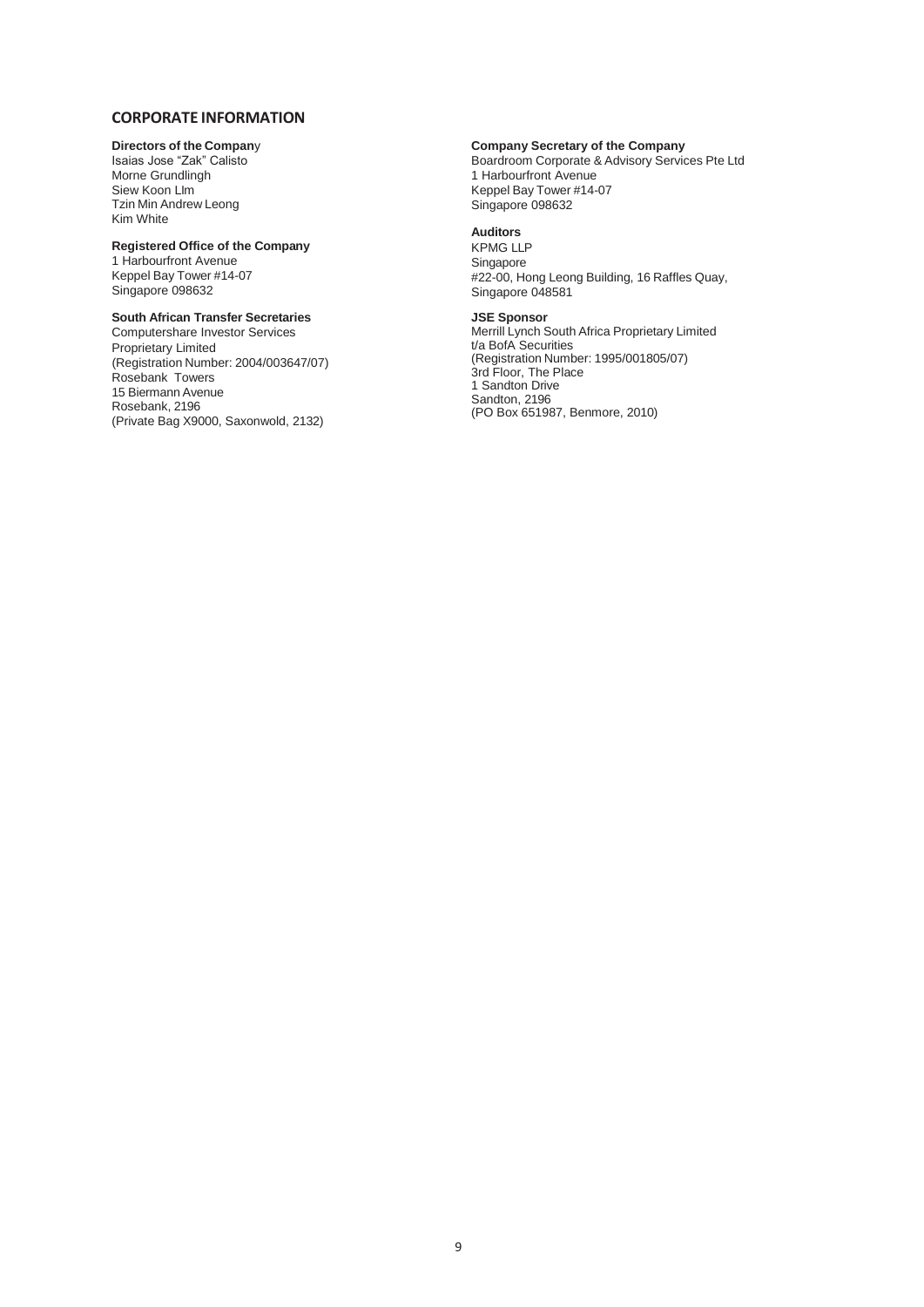## CORPORATE INFORMATION

**Directors of the Company**
Isaias Jose "Zak" Calisto
Morne Grundlingh
Siew Koon Llm
Tzin Min Andrew Leong
Kim White

**Registered Office of the Company**
1 Harbourfront Avenue
Keppel Bay Tower #14-07
Singapore 098632

**South African Transfer Secretaries**
Computershare Investor Services
Proprietary Limited
(Registration Number: 2004/003647/07)
Rosebank Towers
15 Biermann Avenue
Rosebank, 2196
(Private Bag X9000, Saxonwold, 2132)

**Company Secretary of the Company**
Boardroom Corporate & Advisory Services Pte Ltd
1 Harbourfront Avenue
Keppel Bay Tower #14-07
Singapore 098632

**Auditors**
KPMG LLP
Singapore
#22-00, Hong Leong Building, 16 Raffles Quay,
Singapore 048581

**JSE Sponsor**
Merrill Lynch South Africa Proprietary Limited
t/a BofA Securities
(Registration Number: 1995/001805/07)
3rd Floor, The Place
1 Sandton Drive
Sandton, 2196
(PO Box 651987, Benmore, 2010)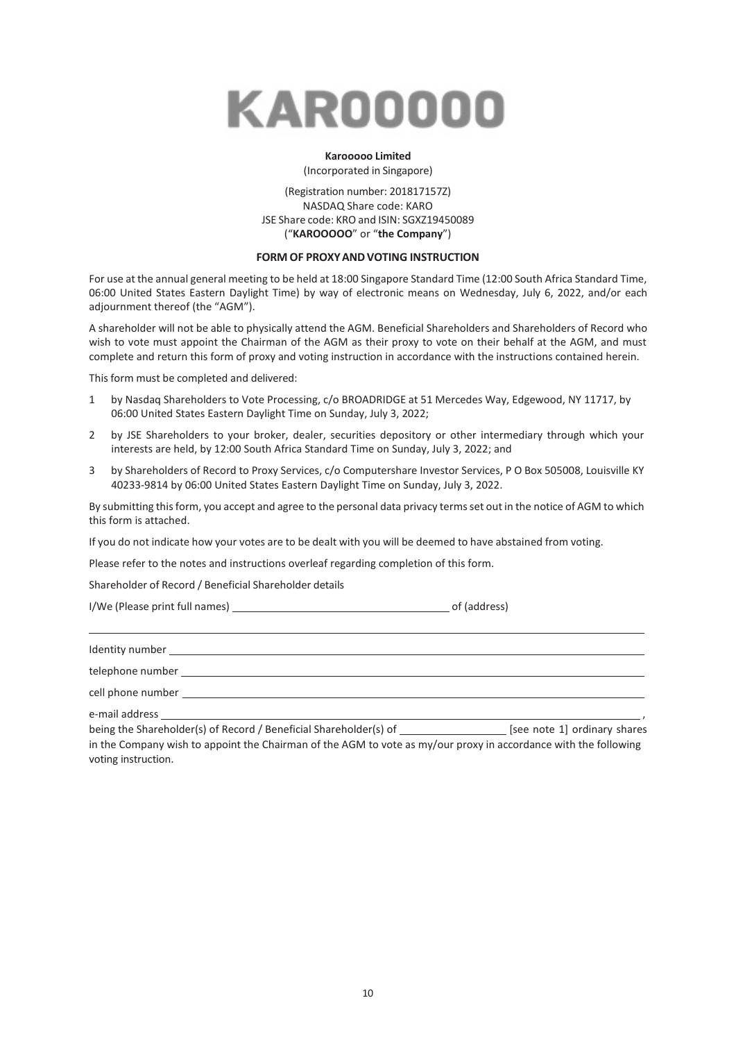# KAROOOOO

**Karooooo Limited**
(Incorporated in Singapore)

(Registration number: 201817157Z)
NASDAQ Share code: KARO
JSE Share code: KRO and ISIN: SGXZ19450089
("**KAROOOOO**" or "**the Company**")

**FORM OF PROXY AND VOTING INSTRUCTION**

For use at the annual general meeting to be held at 18:00 Singapore Standard Time (12:00 South Africa Standard Time, 06:00 United States Eastern Daylight Time) by way of electronic means on Wednesday, July 6, 2022, and/or each adjournment thereof (the "AGM").

A shareholder will not be able to physically attend the AGM. Beneficial Shareholders and Shareholders of Record who wish to vote must appoint the Chairman of the AGM as their proxy to vote on their behalf at the AGM, and must complete and return this form of proxy and voting instruction in accordance with the instructions contained herein.

This form must be completed and delivered:

1. by Nasdaq Shareholders to Vote Processing, c/o BROADRIDGE at 51 Mercedes Way, Edgewood, NY 11717, by 06:00 United States Eastern Daylight Time on Sunday, July 3, 2022;
2. by JSE Shareholders to your broker, dealer, securities depository or other intermediary through which your interests are held, by 12:00 South Africa Standard Time on Sunday, July 3, 2022; and
3. by Shareholders of Record to Proxy Services, c/o Computershare Investor Services, P O Box 505008, Louisville KY 40233-9814 by 06:00 United States Eastern Daylight Time on Sunday, July 3, 2022.

By submitting this form, you accept and agree to the personal data privacy terms set out in the notice of AGM to which this form is attached.

If you do not indicate how your votes are to be dealt with you will be deemed to have abstained from voting.

Please refer to the notes and instructions overleaf regarding completion of this form.

Shareholder of Record / Beneficial Shareholder details

I/We (Please print full names) ____________________________________ of (address)

_____________________________________________________________________________

Identity number _______________________________________________________________

telephone number _____________________________________________________________

cell phone number _____________________________________________________________

e-mail address _________________________________________________________________,

being the Shareholder(s) of Record / Beneficial Shareholder(s) of __________________ [see note 1] ordinary shares in the Company wish to appoint the Chairman of the AGM to vote as my/our proxy in accordance with the following voting instruction.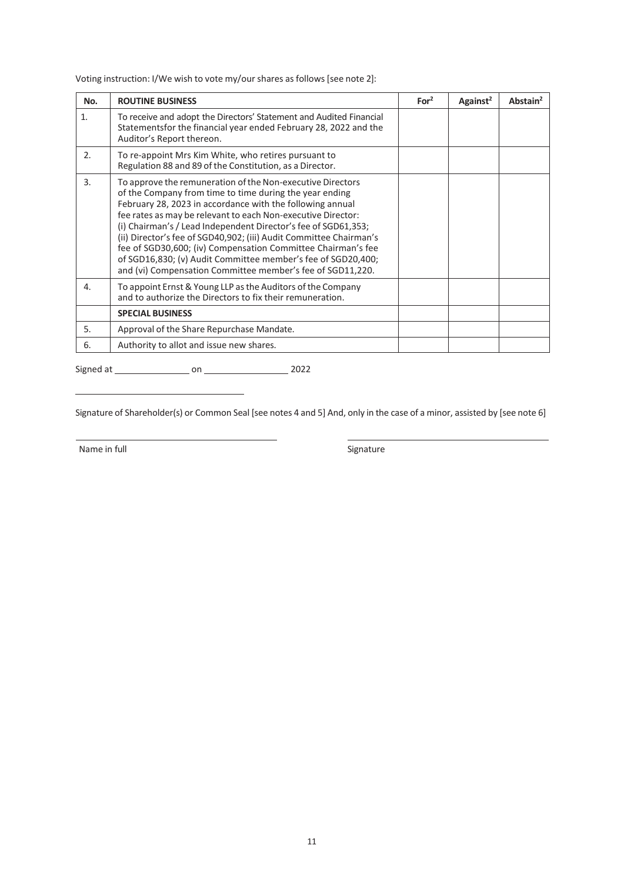Voting instruction: I/We wish to vote my/our shares as follows [see note 2]:

| No. | ROUTINE BUSINESS | For[2] | Against[2] | Abstain[2] |
|---|---|---|---|---|
| 1. | To receive and adopt the Directors' Statement and Audited Financial Statementsfor the financial year ended February 28, 2022 and the Auditor's Report thereon. | | | |
| 2. | To re-appoint Mrs Kim White, who retires pursuant to Regulation 88 and 89 of the Constitution, as a Director. | | | |
| 3. | To approve the remuneration of the Non-executive Directors of the Company from time to time during the year ending February 28, 2023 in accordance with the following annual fee rates as may be relevant to each Non-executive Director: (i) Chairman's / Lead Independent Director's fee of SGD61,353; (ii) Director's fee of SGD40,902; (iii) Audit Committee Chairman's fee of SGD30,600; (iv) Compensation Committee Chairman's fee of SGD16,830; (v) Audit Committee member's fee of SGD20,400; and (vi) Compensation Committee member's fee of SGD11,220. | | | |
| 4. | To appoint Ernst & Young LLP as the Auditors of the Company and to authorize the Directors to fix their remuneration. | | | |
| | **SPECIAL BUSINESS** | | | |
| 5. | Approval of the Share Repurchase Mandate. | | | |
| 6. | Authority to allot and issue new shares. | | | |

Signed at ________________ on __________________ 2022

___________________________________

Signature of Shareholder(s) or Common Seal [see notes 4 and 5] And, only in the case of a minor, assisted by [see note 6]

___________________________________ ___________________________________

Name in full Signature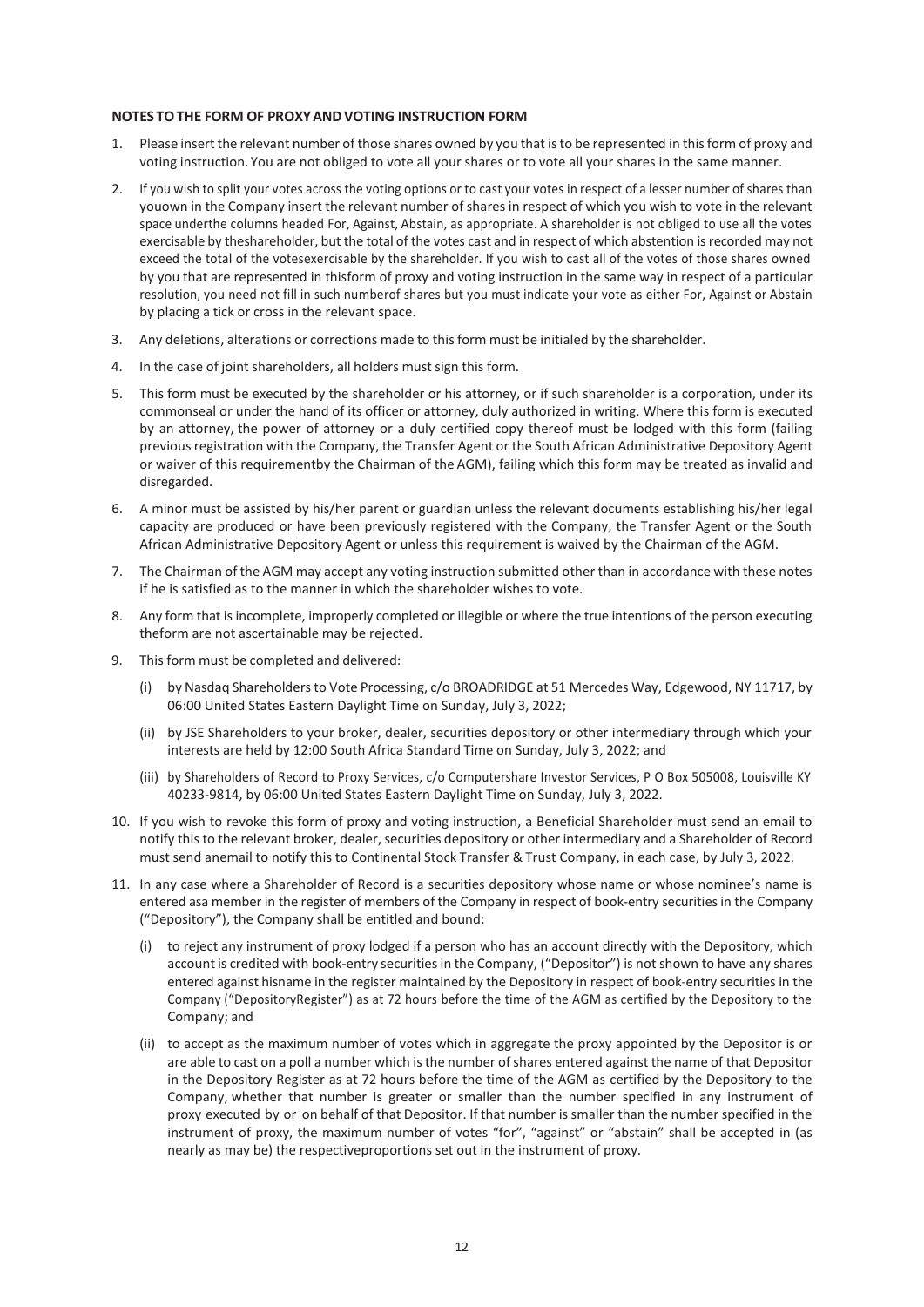**NOTES TO THE FORM OF PROXY AND VOTING INSTRUCTION FORM**

1. Please insert the relevant number of those shares owned by you that is to be represented in this form of proxy and voting instruction. You are not obliged to vote all your shares or to vote all your shares in the same manner.

2. If you wish to split your votes across the voting options or to cast your votes in respect of a lesser number of shares than youown in the Company insert the relevant number of shares in respect of which you wish to vote in the relevant space underthe columns headed For, Against, Abstain, as appropriate. A shareholder is not obliged to use all the votes exercisable by theshareholder, but the total of the votes cast and in respect of which abstention is recorded may not exceed the total of the votesexercisable by the shareholder. If you wish to cast all of the votes of those shares owned by you that are represented in thisform of proxy and voting instruction in the same way in respect of a particular resolution, you need not fill in such numberof shares but you must indicate your vote as either For, Against or Abstain by placing a tick or cross in the relevant space.

3. Any deletions, alterations or corrections made to this form must be initialed by the shareholder.

4. In the case of joint shareholders, all holders must sign this form.

5. This form must be executed by the shareholder or his attorney, or if such shareholder is a corporation, under its commonseal or under the hand of its officer or attorney, duly authorized in writing. Where this form is executed by an attorney, the power of attorney or a duly certified copy thereof must be lodged with this form (failing previous registration with the Company, the Transfer Agent or the South African Administrative Depository Agent or waiver of this requirementby the Chairman of the AGM), failing which this form may be treated as invalid and disregarded.

6. A minor must be assisted by his/her parent or guardian unless the relevant documents establishing his/her legal capacity are produced or have been previously registered with the Company, the Transfer Agent or the South African Administrative Depository Agent or unless this requirement is waived by the Chairman of the AGM.

7. The Chairman of the AGM may accept any voting instruction submitted other than in accordance with these notes if he is satisfied as to the manner in which the shareholder wishes to vote.

8. Any form that is incomplete, improperly completed or illegible or where the true intentions of the person executing theform are not ascertainable may be rejected.

9. This form must be completed and delivered:

   (i) by Nasdaq Shareholders to Vote Processing, c/o BROADRIDGE at 51 Mercedes Way, Edgewood, NY 11717, by 06:00 United States Eastern Daylight Time on Sunday, July 3, 2022;

   (ii) by JSE Shareholders to your broker, dealer, securities depository or other intermediary through which your interests are held by 12:00 South Africa Standard Time on Sunday, July 3, 2022; and

   (iii) by Shareholders of Record to Proxy Services, c/o Computershare Investor Services, P O Box 505008, Louisville KY 40233-9814, by 06:00 United States Eastern Daylight Time on Sunday, July 3, 2022.

10. If you wish to revoke this form of proxy and voting instruction, a Beneficial Shareholder must send an email to notify this to the relevant broker, dealer, securities depository or other intermediary and a Shareholder of Record must send anemail to notify this to Continental Stock Transfer & Trust Company, in each case, by July 3, 2022.

11. In any case where a Shareholder of Record is a securities depository whose name or whose nominee's name is entered asa member in the register of members of the Company in respect of book-entry securities in the Company ("Depository"), the Company shall be entitled and bound:

    (i) to reject any instrument of proxy lodged if a person who has an account directly with the Depository, which account is credited with book-entry securities in the Company, ("Depositor") is not shown to have any shares entered against hisname in the register maintained by the Depository in respect of book-entry securities in the Company ("DepositoryRegister") as at 72 hours before the time of the AGM as certified by the Depository to the Company; and

    (ii) to accept as the maximum number of votes which in aggregate the proxy appointed by the Depositor is or are able to cast on a poll a number which is the number of shares entered against the name of that Depositor in the Depository Register as at 72 hours before the time of the AGM as certified by the Depository to the Company, whether that number is greater or smaller than the number specified in any instrument of proxy executed by or on behalf of that Depositor. If that number is smaller than the number specified in the instrument of proxy, the maximum number of votes "for", "against" or "abstain" shall be accepted in (as nearly as may be) the respectiveproportions set out in the instrument of proxy.